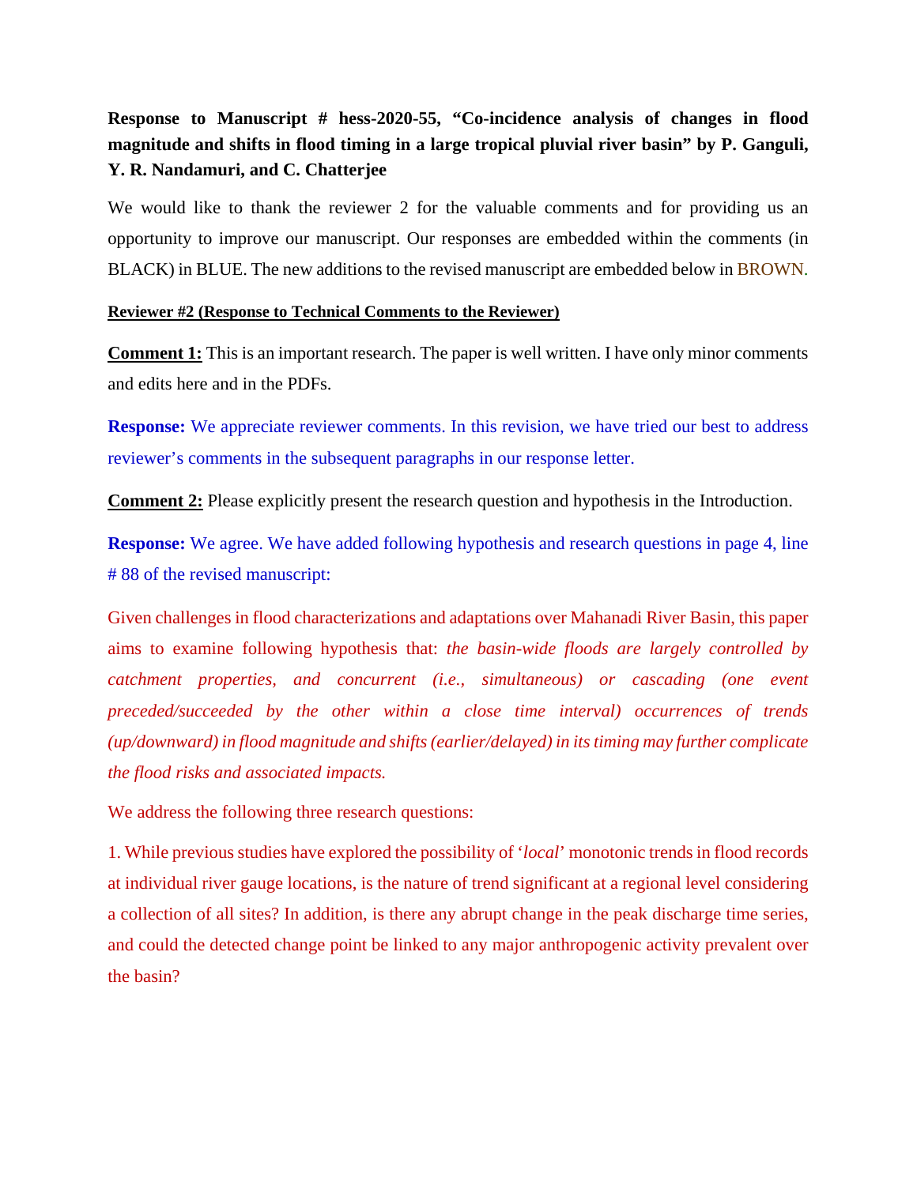**Response to Manuscript # hess-2020-55, "Co-incidence analysis of changes in flood magnitude and shifts in flood timing in a large tropical pluvial river basin" by P. Ganguli, Y. R. Nandamuri, and C. Chatterjee**

We would like to thank the reviewer 2 for the valuable comments and for providing us an opportunity to improve our manuscript. Our responses are embedded within the comments (in BLACK) in BLUE. The new additions to the revised manuscript are embedded below in BROWN.

**Reviewer #2 (Response to Technical Comments to the Reviewer)**

**Comment 1:** This is an important research. The paper is well written. I have only minor comments and edits here and in the PDFs.

**Response:** We appreciate reviewer comments. In this revision, we have tried our best to address reviewer's comments in the subsequent paragraphs in our response letter.

**Comment 2:** Please explicitly present the research question and hypothesis in the Introduction.

**Response:** We agree. We have added following hypothesis and research questions in page 4, line # 88 of the revised manuscript:

Given challenges in flood characterizations and adaptations over Mahanadi River Basin, this paper aims to examine following hypothesis that: *the basin-wide floods are largely controlled by catchment properties, and concurrent (i.e., simultaneous) or cascading (one event preceded/succeeded by the other within a close time interval) occurrences of trends (up/downward) in flood magnitude and shifts (earlier/delayed) in its timing may further complicate the flood risks and associated impacts.*

We address the following three research questions:

1. While previous studies have explored the possibility of '*local*' monotonic trends in flood records at individual river gauge locations, is the nature of trend significant at a regional level considering a collection of all sites? In addition, is there any abrupt change in the peak discharge time series, and could the detected change point be linked to any major anthropogenic activity prevalent over the basin?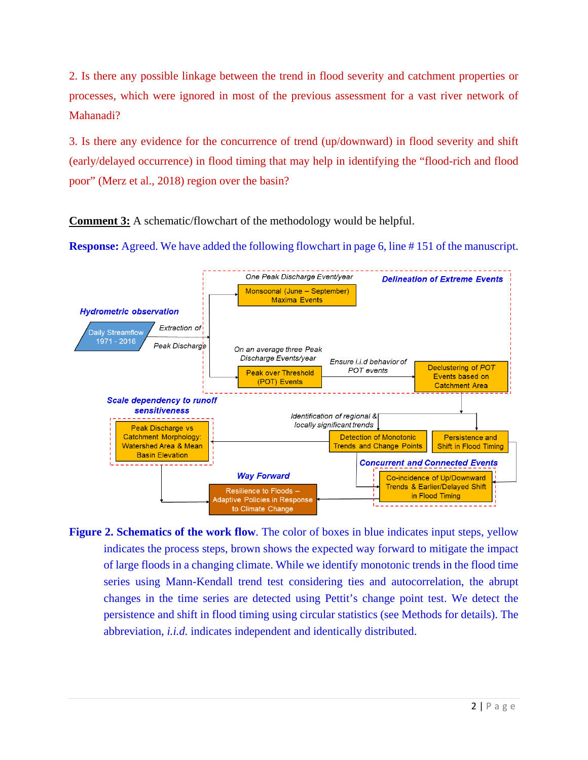2. Is there any possible linkage between the trend in flood severity and catchment properties or processes, which were ignored in most of the previous assessment for a vast river network of Mahanadi?

3. Is there any evidence for the concurrence of trend (up/downward) in flood severity and shift (early/delayed occurrence) in flood timing that may help in identifying the "flood-rich and flood poor" (Merz et al., 2018) region over the basin?

**Comment 3:** A schematic/flowchart of the methodology would be helpful.

**Response:** Agreed. We have added the following flowchart in page 6, line # 151 of the manuscript.

**Figure 2. Schematics of the work flow**. The color of boxes in blue indicates input steps, yellow indicates the process steps, brown shows the expected way forward to mitigate the impact of large floods in a changing climate. While we identify monotonic trends in the flood time series using Mann-Kendall trend test considering ties and autocorrelation, the abrupt changes in the time series are detected using Pettit's change point test. We detect the persistence and shift in flood timing using circular statistics (see Methods for details). The abbreviation, *i.i.d.* indicates independent and identically distributed.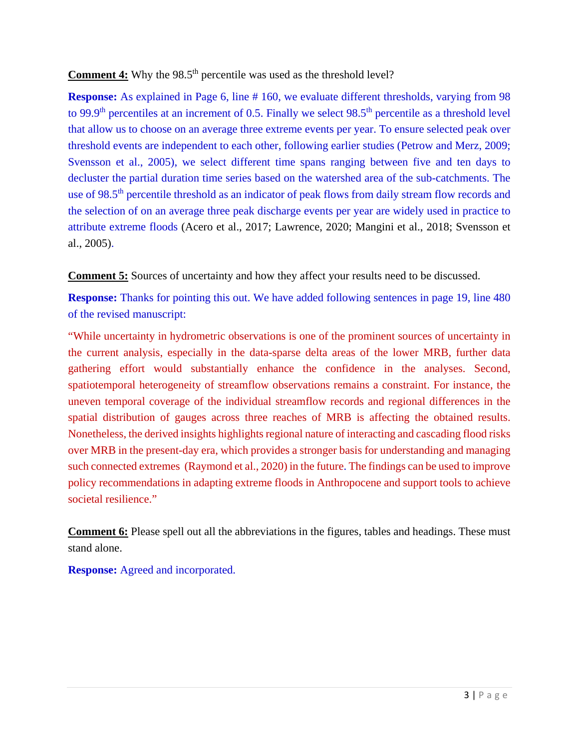**Comment 4:** Why the 98.5th percentile was used as the threshold level?

**Response:** As explained in Page 6, line # 160, we evaluate different thresholds, varying from 98 to 99.9th percentiles at an increment of 0.5. Finally we select 98.5th percentile as a threshold level that allow us to choose on an average three extreme events per year. To ensure selected peak over threshold events are independent to each other, following earlier studies (Petrow and Merz, 2009; Svensson et al., 2005), we select different time spans ranging between five and ten days to decluster the partial duration time series based on the watershed area of the sub-catchments. The use of 98.5th percentile threshold as an indicator of peak flows from daily stream flow records and the selection of on an average three peak discharge events per year are widely used in practice to attribute extreme floods (Acero et al., 2017; Lawrence, 2020; Mangini et al., 2018; Svensson et al., 2005).

**Comment 5:** Sources of uncertainty and how they affect your results need to be discussed.

**Response:** Thanks for pointing this out. We have added following sentences in page 19, line 480 of the revised manuscript:

"While uncertainty in hydrometric observations is one of the prominent sources of uncertainty in the current analysis, especially in the data-sparse delta areas of the lower MRB, further data gathering effort would substantially enhance the confidence in the analyses. Second, spatiotemporal heterogeneity of streamflow observations remains a constraint. For instance, the uneven temporal coverage of the individual streamflow records and regional differences in the spatial distribution of gauges across three reaches of MRB is affecting the obtained results. Nonetheless, the derived insights highlights regional nature of interacting and cascading flood risks over MRB in the present-day era, which provides a stronger basis for understanding and managing such connected extremes (Raymond et al., 2020) in the future. The findings can be used to improve policy recommendations in adapting extreme floods in Anthropocene and support tools to achieve societal resilience."

**Comment 6:** Please spell out all the abbreviations in the figures, tables and headings. These must stand alone.

**Response:** Agreed and incorporated.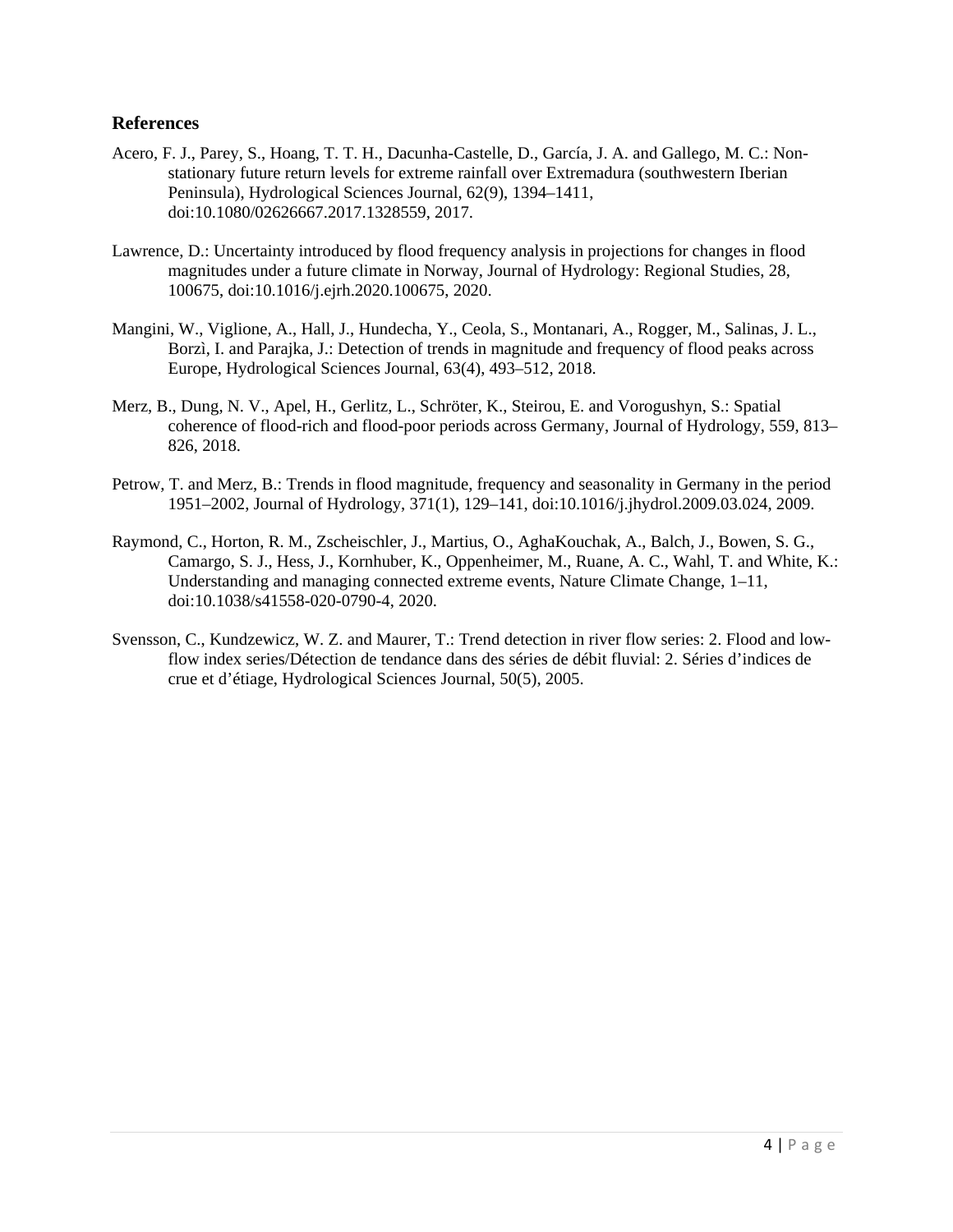## References

Acero, F. J., Parey, S., Hoang, T. T. H., Dacunha-Castelle, D., García, J. A. and Gallego, M. C.: Non-stationary future return levels for extreme rainfall over Extremadura (southwestern Iberian Peninsula), Hydrological Sciences Journal, 62(9), 1394–1411, doi:10.1080/02626667.2017.1328559, 2017.

Lawrence, D.: Uncertainty introduced by flood frequency analysis in projections for changes in flood magnitudes under a future climate in Norway, Journal of Hydrology: Regional Studies, 28, 100675, doi:10.1016/j.ejrh.2020.100675, 2020.

Mangini, W., Viglione, A., Hall, J., Hundecha, Y., Ceola, S., Montanari, A., Rogger, M., Salinas, J. L., Borzì, I. and Parajka, J.: Detection of trends in magnitude and frequency of flood peaks across Europe, Hydrological Sciences Journal, 63(4), 493–512, 2018.

Merz, B., Dung, N. V., Apel, H., Gerlitz, L., Schröter, K., Steirou, E. and Vorogushyn, S.: Spatial coherence of flood-rich and flood-poor periods across Germany, Journal of Hydrology, 559, 813–826, 2018.

Petrow, T. and Merz, B.: Trends in flood magnitude, frequency and seasonality in Germany in the period 1951–2002, Journal of Hydrology, 371(1), 129–141, doi:10.1016/j.jhydrol.2009.03.024, 2009.

Raymond, C., Horton, R. M., Zscheischler, J., Martius, O., AghaKouchak, A., Balch, J., Bowen, S. G., Camargo, S. J., Hess, J., Kornhuber, K., Oppenheimer, M., Ruane, A. C., Wahl, T. and White, K.: Understanding and managing connected extreme events, Nature Climate Change, 1–11, doi:10.1038/s41558-020-0790-4, 2020.

Svensson, C., Kundzewicz, W. Z. and Maurer, T.: Trend detection in river flow series: 2. Flood and low-flow index series/Détection de tendance dans des séries de débit fluvial: 2. Séries d'indices de crue et d'étiage, Hydrological Sciences Journal, 50(5), 2005.